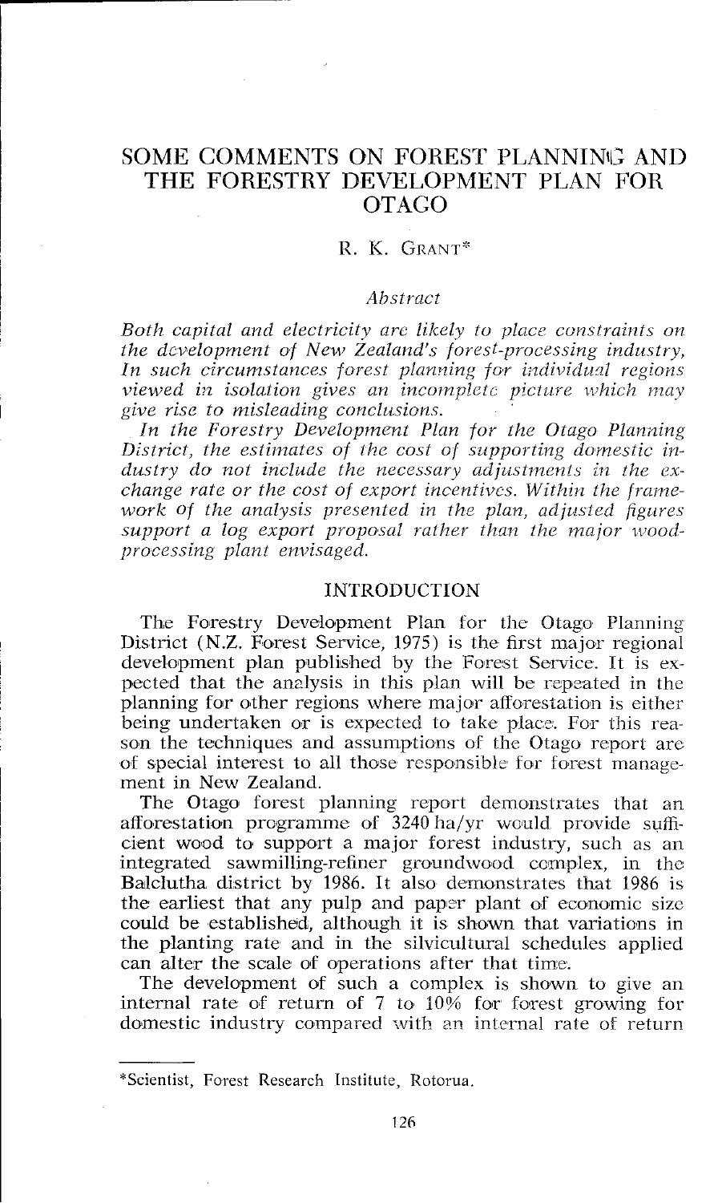# SOME COMMENTS ON FOREST PLANNING AND THE FORESTRY DEVELOPMENT PLAN FOR OTAGO

R. K. GRANT*

### Abstract

*Both capital and electricity are likely to place constraints on the development of New Zealand's forest-processing industry, In such circumstances forest planning for individual regions viewed in isolation gives an incomplete picture which may give rise to misleading conclusions.*

*In the Forestry Development Plan for the Otago Planning District, the estimates of the cost of supporting domestic industry do not include the necessary adjustments in the exchange rate or the cost of export incentives. Within the framework of the analysis presented in the plan, adjusted figures support a log export proposal rather than the major wood-processing plant envisaged.*

## INTRODUCTION

The Forestry Development Plan for the Otago Planning District (N.Z. Forest Service, 1975) is the first major regional development plan published by the Forest Service. It is expected that the analysis in this plan will be repeated in the planning for other regions where major afforestation is either being undertaken or is expected to take place. For this reason the techniques and assumptions of the Otago report are of special interest to all those responsible for forest management in New Zealand.

The Otago forest planning report demonstrates that an afforestation programme of 3240 ha/yr would provide sufficient wood to support a major forest industry, such as an integrated sawmilling-refiner groundwood complex, in the Balclutha district by 1986. It also demonstrates that 1986 is the earliest that any pulp and paper plant of economic size could be established, although it is shown that variations in the planting rate and in the silvicultural schedules applied can alter the scale of operations after that time.

The development of such a complex is shown to give an internal rate of return of 7 to 10% for forest growing for domestic industry compared with an internal rate of return

---

*Scientist, Forest Research Institute, Rotorua.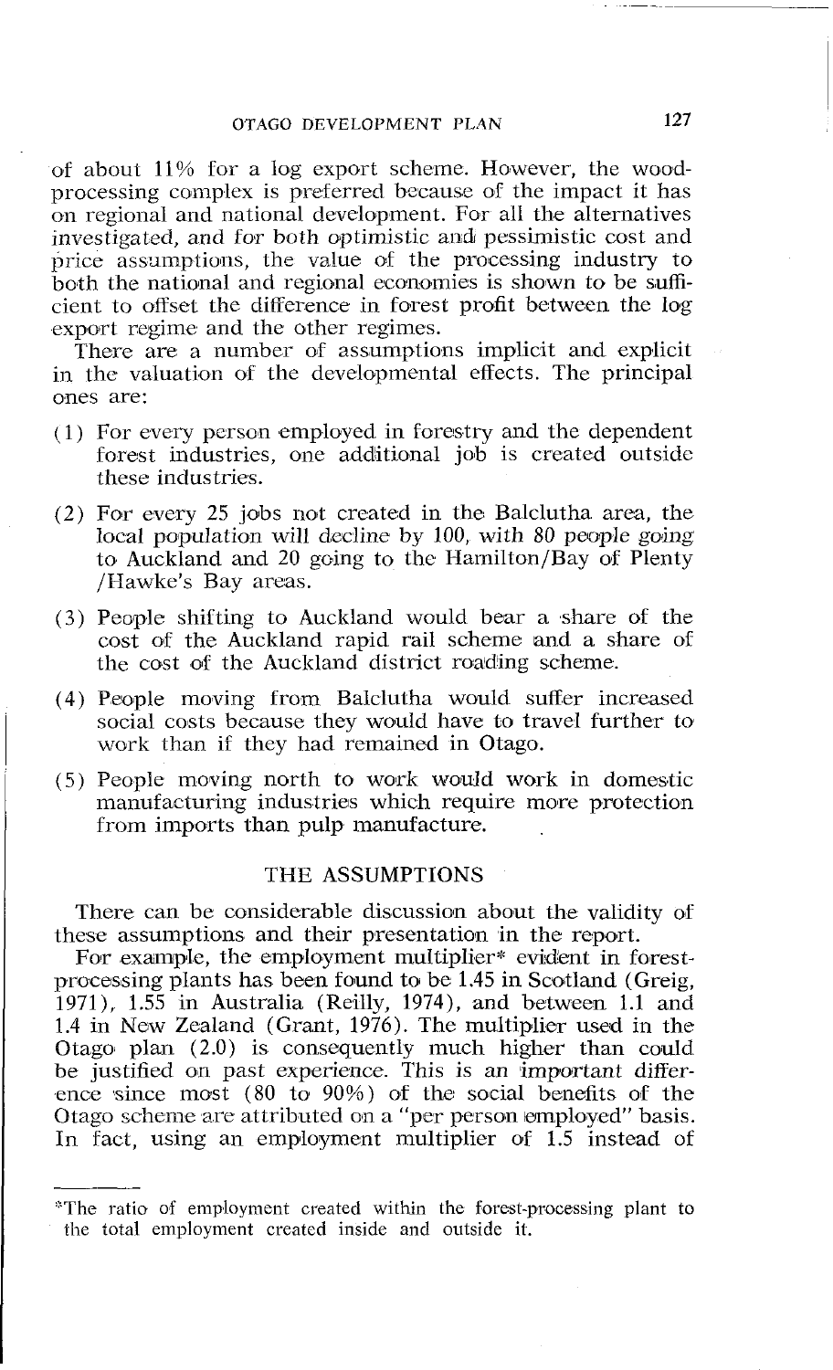of about 11% for a log export scheme. However, the wood-processing complex is preferred because of the impact it has on regional and national development. For all the alternatives investigated, and for both optimistic and pessimistic cost and price assumptions, the value of the processing industry to both the national and regional economies is shown to be sufficient to offset the difference in forest profit between the log export regime and the other regimes.

There are a number of assumptions implicit and explicit in the valuation of the developmental effects. The principal ones are:

(1) For every person employed in forestry and the dependent forest industries, one additional job is created outside these industries.

(2) For every 25 jobs not created in the Balclutha area, the local population will decline by 100, with 80 people going to Auckland and 20 going to the Hamilton/Bay of Plenty /Hawke's Bay areas.

(3) People shifting to Auckland would bear a share of the cost of the Auckland rapid rail scheme and a share of the cost of the Auckland district roading scheme.

(4) People moving from Balclutha would suffer increased social costs because they would have to travel further to work than if they had remained in Otago.

(5) People moving north to work would work in domestic manufacturing industries which require more protection from imports than pulp manufacture.

## THE ASSUMPTIONS

There can be considerable discussion about the validity of these assumptions and their presentation in the report.

For example, the employment multiplier* evident in forest-processing plants has been found to be 1.45 in Scotland (Greig, 1971), 1.55 in Australia (Reilly, 1974), and between 1.1 and 1.4 in New Zealand (Grant, 1976). The multiplier used in the Otago plan (2.0) is consequently much higher than could be justified on past experience. This is an important difference since most (80 to 90%) of the social benefits of the Otago scheme are attributed on a "per person employed" basis. In fact, using an employment multiplier of 1.5 instead of

---

*The ratio of employment created within the forest-processing plant to the total employment created inside and outside it.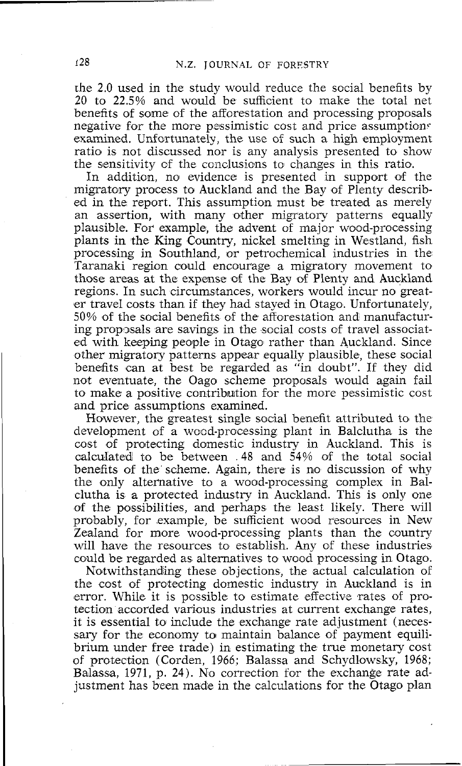the 2.0 used in the study would reduce the social benefits by 20 to 22.5% and would be sufficient to make the total net benefits of some of the afforestation and processing proposals negative for the more pessimistic cost and price assumptions examined. Unfortunately, the use of such a high employment ratio is not discussed nor is any analysis presented to show the sensitivity of the conclusions to changes in this ratio.

In addition, no evidence is presented in support of the migratory process to Auckland and the Bay of Plenty described in the report. This assumption must be treated as merely an assertion, with many other migratory patterns equally plausible. For example, the advent of major wood-processing plants in the King Country, nickel smelting in Westland, fish processing in Southland, or petrochemical industries in the Taranaki region could encourage a migratory movement to those areas at the expense of the Bay of Plenty and Auckland regions. In such circumstances, workers would incur no greater travel costs than if they had stayed in Otago. Unfortunately, 50% of the social benefits of the afforestation and manufacturing proposals are savings in the social costs of travel associated with keeping people in Otago rather than Auckland. Since other migratory patterns appear equally plausible, these social benefits can at best be regarded as "in doubt". If they did not eventuate, the Oago scheme proposals would again fail to make a positive contribution for the more pessimistic cost and price assumptions examined.

However, the greatest single social benefit attributed to the development of a wood-processing plant in Balclutha is the cost of protecting domestic industry in Auckland. This is calculated to be between 48 and 54% of the total social benefits of the scheme. Again, there is no discussion of why the only alternative to a wood-processing complex in Balclutha is a protected industry in Auckland. This is only one of the possibilities, and perhaps the least likely. There will probably, for example, be sufficient wood resources in New Zealand for more wood-processing plants than the country will have the resources to establish. Any of these industries could be regarded as alternatives to wood processing in Otago.

Notwithstanding these objections, the actual calculation of the cost of protecting domestic industry in Auckland is in error. While it is possible to estimate effective rates of protection accorded various industries at current exchange rates, it is essential to include the exchange rate adjustment (necessary for the economy to maintain balance of payment equilibrium under free trade) in estimating the true monetary cost of protection (Corden, 1966; Balassa and Schydlowsky, 1968; Balassa, 1971, p. 24). No correction for the exchange rate adjustment has been made in the calculations for the Otago plan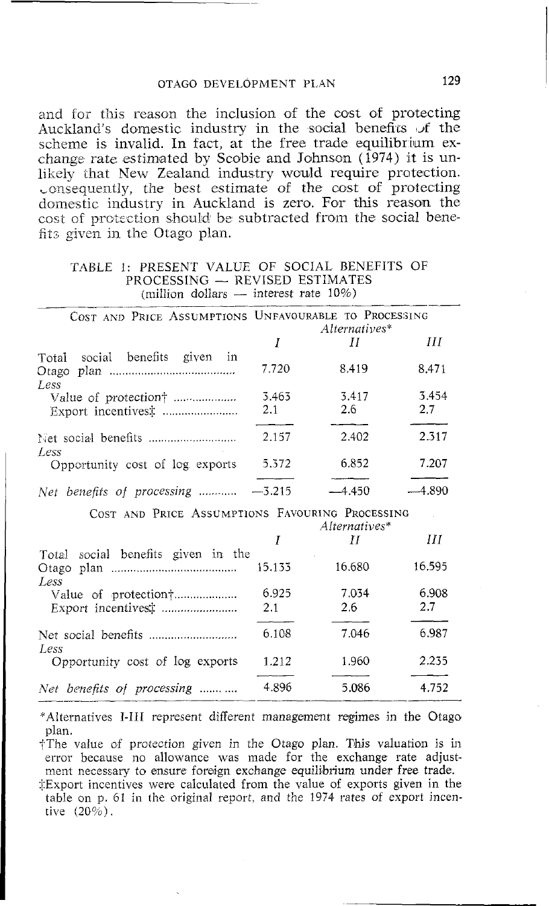and for this reason the inclusion of the cost of protecting Auckland's domestic industry in the social benefits of the scheme is invalid. In fact, at the free trade equilibrium exchange rate estimated by Scobie and Johnson (1974) it is unlikely that New Zealand industry would require protection. Consequently, the best estimate of the cost of protecting domestic industry in Auckland is zero. For this reason the cost of protection should be subtracted from the social benefits given in the Otago plan.

TABLE 1: PRESENT VALUE OF SOCIAL BENEFITS OF PROCESSING — REVISED ESTIMATES
(million dollars — interest rate 10%)

| Cost and Price Assumptions Unfavourable to Processing | Alternatives* | | |
|---|---|---|---|
| | *I* | *II* | *III* |
| Total social benefits given in Otago plan | 7.720 | 8.419 | 8.471 |
| *Less* | | | |
| Value of protection† | 3.463 | 3.417 | 3.454 |
| Export incentives‡ | 2.1 | 2.6 | 2.7 |
| Net social benefits | 2.157 | 2.402 | 2.317 |
| *Less* | | | |
| Opportunity cost of log exports | 5.372 | 6.852 | 7.207 |
| *Net benefits of processing* | −3.215 | −4.450 | −4.890 |

| Cost and Price Assumptions Favouring Processing | Alternatives* | | |
|---|---|---|---|
| | *I* | *II* | *III* |
| Total social benefits given in the Otago plan | 15.133 | 16.680 | 16.595 |
| *Less* | | | |
| Value of protection† | 6.925 | 7.034 | 6.908 |
| Export incentives‡ | 2.1 | 2.6 | 2.7 |
| Net social benefits | 6.108 | 7.046 | 6.987 |
| *Less* | | | |
| Opportunity cost of log exports | 1.212 | 1.960 | 2.235 |
| *Net benefits of processing* | 4.896 | 5.086 | 4.752 |

*Alternatives I-III represent different management regimes in the Otago plan.

†The value of protection given in the Otago plan. This valuation is in error because no allowance was made for the exchange rate adjustment necessary to ensure foreign exchange equilibrium under free trade.

‡Export incentives were calculated from the value of exports given in the table on p. 61 in the original report, and the 1974 rates of export incentive (20%).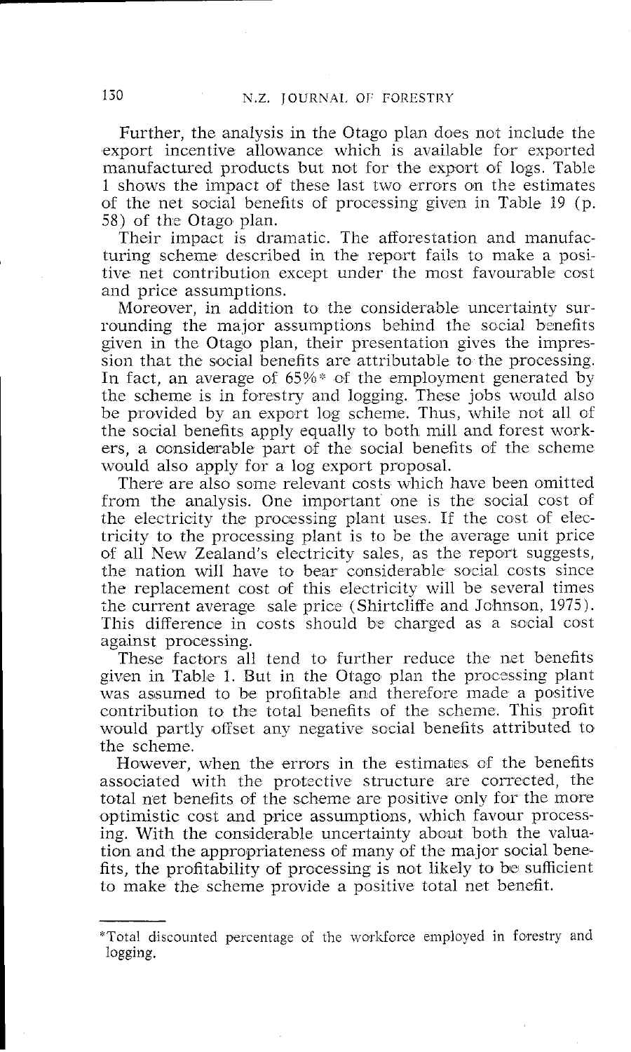Further, the analysis in the Otago plan does not include the export incentive allowance which is available for exported manufactured products but not for the export of logs. Table 1 shows the impact of these last two errors on the estimates of the net social benefits of processing given in Table 19 (p. 58) of the Otago plan.

Their impact is dramatic. The afforestation and manufacturing scheme described in the report fails to make a positive net contribution except under the most favourable cost and price assumptions.

Moreover, in addition to the considerable uncertainty surrounding the major assumptions behind the social benefits given in the Otago plan, their presentation gives the impression that the social benefits are attributable to the processing. In fact, an average of 65%* of the employment generated by the scheme is in forestry and logging. These jobs would also be provided by an export log scheme. Thus, while not all of the social benefits apply equally to both mill and forest workers, a considerable part of the social benefits of the scheme would also apply for a log export proposal.

There are also some relevant costs which have been omitted from the analysis. One important one is the social cost of the electricity the processing plant uses. If the cost of electricity to the processing plant is to be the average unit price of all New Zealand's electricity sales, as the report suggests, the nation will have to bear considerable social costs since the replacement cost of this electricity will be several times the current average sale price (Shirtcliffe and Johnson, 1975). This difference in costs should be charged as a social cost against processing.

These factors all tend to further reduce the net benefits given in Table 1. But in the Otago plan the processing plant was assumed to be profitable and therefore made a positive contribution to the total benefits of the scheme. This profit would partly offset any negative social benefits attributed to the scheme.

However, when the errors in the estimates of the benefits associated with the protective structure are corrected, the total net benefits of the scheme are positive only for the more optimistic cost and price assumptions, which favour processing. With the considerable uncertainty about both the valuation and the appropriateness of many of the major social benefits, the profitability of processing is not likely to be sufficient to make the scheme provide a positive total net benefit.

---

*Total discounted percentage of the workforce employed in forestry and logging.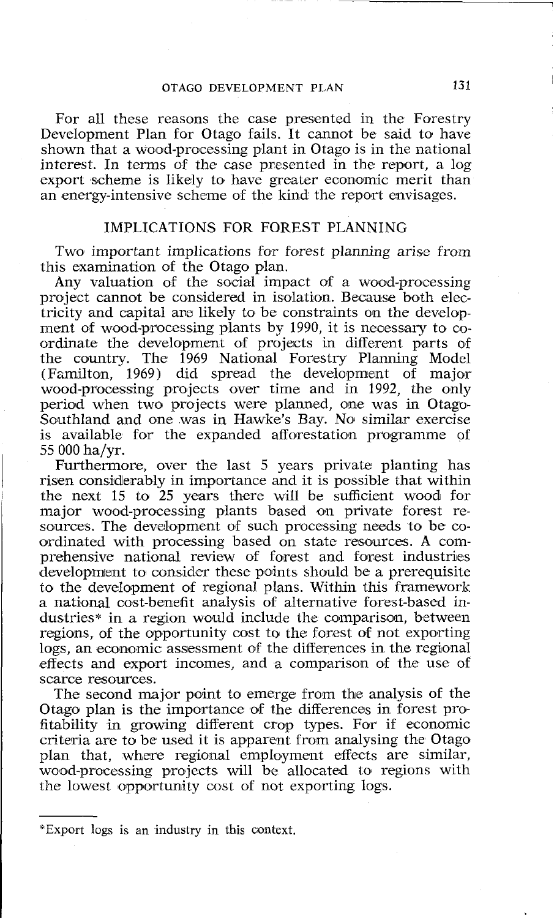For all these reasons the case presented in the Forestry Development Plan for Otago fails. It cannot be said to have shown that a wood-processing plant in Otago is in the national interest. In terms of the case presented in the report, a log export scheme is likely to have greater economic merit than an energy-intensive scheme of the kind the report envisages.

## IMPLICATIONS FOR FOREST PLANNING

Two important implications for forest planning arise from this examination of the Otago plan.

Any valuation of the social impact of a wood-processing project cannot be considered in isolation. Because both electricity and capital are likely to be constraints on the development of wood-processing plants by 1990, it is necessary to co-ordinate the development of projects in different parts of the country. The 1969 National Forestry Planning Model (Familton, 1969) did spread the development of major wood-processing projects over time and in 1992, the only period when two projects were planned, one was in Otago-Southland and one was in Hawke's Bay. No similar exercise is available for the expanded afforestation programme of 55 000 ha/yr.

Furthermore, over the last 5 years private planting has risen considerably in importance and it is possible that within the next 15 to 25 years there will be sufficient wood for major wood-processing plants based on private forest resources. The development of such processing needs to be co-ordinated with processing based on state resources. A comprehensive national review of forest and forest industries development to consider these points should be a prerequisite to the development of regional plans. Within this framework a national cost-benefit analysis of alternative forest-based industries* in a region would include the comparison, between regions, of the opportunity cost to the forest of not exporting logs, an economic assessment of the differences in the regional effects and export incomes, and a comparison of the use of scarce resources.

The second major point to emerge from the analysis of the Otago plan is the importance of the differences in forest profitability in growing different crop types. For if economic criteria are to be used it is apparent from analysing the Otago plan that, where regional employment effects are similar, wood-processing projects will be allocated to regions with the lowest opportunity cost of not exporting logs.

---

*Export logs is an industry in this context.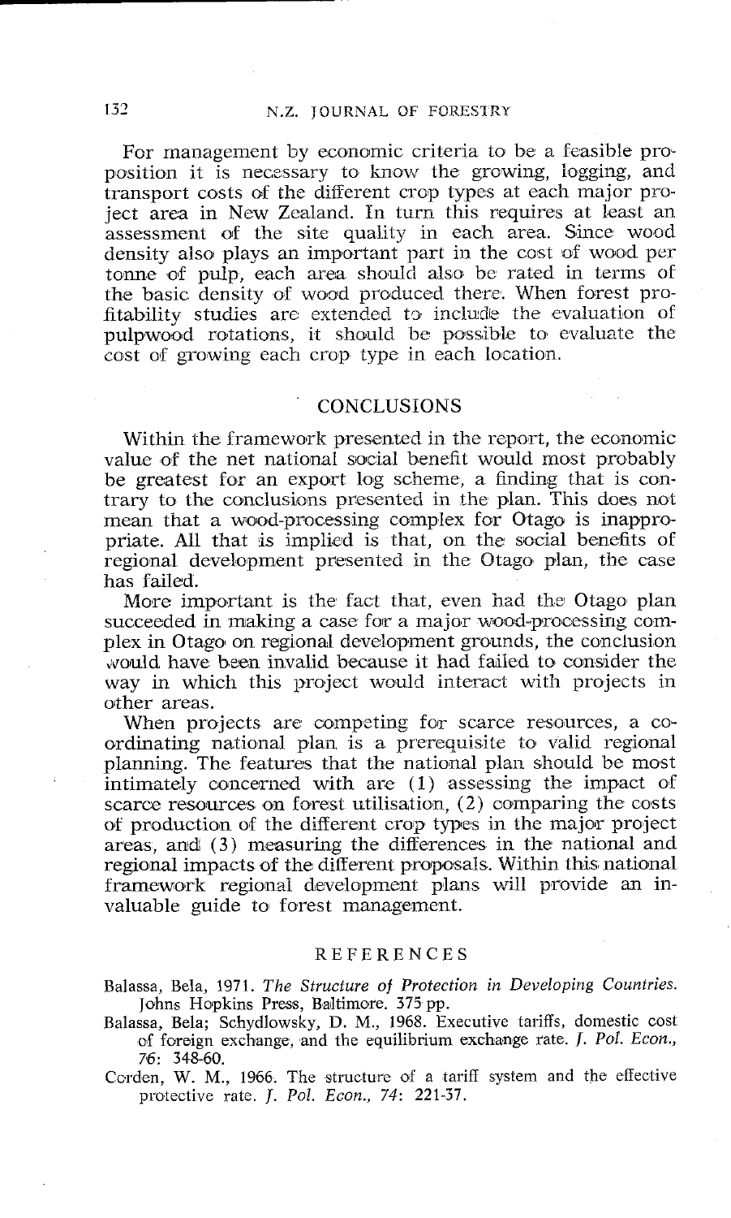For management by economic criteria to be a feasible proposition it is necessary to know the growing, logging, and transport costs of the different crop types at each major project area in New Zealand. In turn this requires at least an assessment of the site quality in each area. Since wood density also plays an important part in the cost of wood per tonne of pulp, each area should also be rated in terms of the basic density of wood produced there. When forest profitability studies are extended to include the evaluation of pulpwood rotations, it should be possible to evaluate the cost of growing each crop type in each location.

## CONCLUSIONS

Within the framework presented in the report, the economic value of the net national social benefit would most probably be greatest for an export log scheme, a finding that is contrary to the conclusions presented in the plan. This does not mean that a wood-processing complex for Otago is inappropriate. All that is implied is that, on the social benefits of regional development presented in the Otago plan, the case has failed.

More important is the fact that, even had the Otago plan succeeded in making a case for a major wood-processing complex in Otago on regional development grounds, the conclusion would have been invalid because it had failed to consider the way in which this project would interact with projects in other areas.

When projects are competing for scarce resources, a co-ordinating national plan is a prerequisite to valid regional planning. The features that the national plan should be most intimately concerned with are (1) assessing the impact of scarce resources on forest utilisation, (2) comparing the costs of production of the different crop types in the major project areas, and (3) measuring the differences in the national and regional impacts of the different proposals. Within this national framework regional development plans will provide an invaluable guide to forest management.

## REFERENCES

Balassa, Bela, 1971. *The Structure of Protection in Developing Countries.* Johns Hopkins Press, Baltimore. 375 pp.

Balassa, Bela; Schydlowsky, D. M., 1968. Executive tariffs, domestic cost of foreign exchange, and the equilibrium exchange rate. *J. Pol. Econ., 76*: 348-60.

Corden, W. M., 1966. The structure of a tariff system and the effective protective rate. *J. Pol. Econ., 74*: 221-37.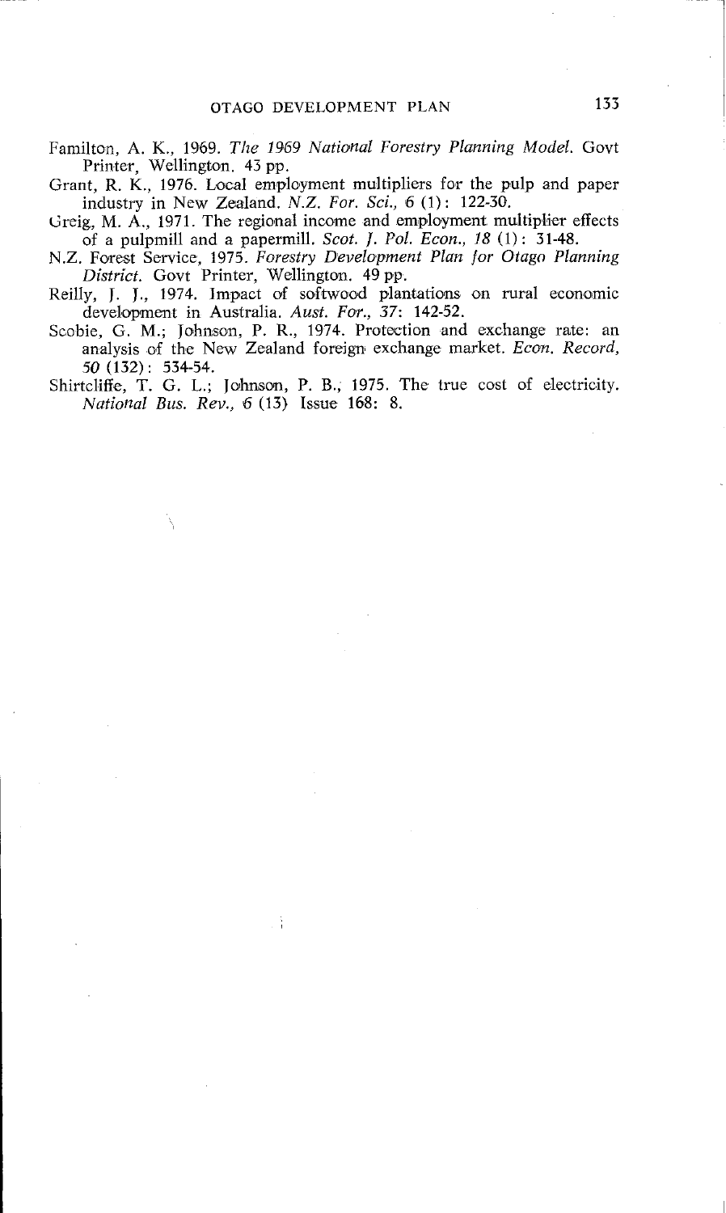Familton, A. K., 1969. *The 1969 National Forestry Planning Model*. Govt Printer, Wellington. 43 pp.

Grant, R. K., 1976. Local employment multipliers for the pulp and paper industry in New Zealand. *N.Z. For. Sci.*, 6 (1): 122-30.

Greig, M. A., 1971. The regional income and employment multiplier effects of a pulpmill and a papermill. *Scot. J. Pol. Econ.*, *18* (1): 31-48.

N.Z. Forest Service, 1975. *Forestry Development Plan for Otago Planning District*. Govt Printer, Wellington. 49 pp.

Reilly, J. J., 1974. Impact of softwood plantations on rural economic development in Australia. *Aust. For.*, *37*: 142-52.

Scobie, G. M.; Johnson, P. R., 1974. Protection and exchange rate: an analysis of the New Zealand foreign exchange market. *Econ. Record*, *50* (132): 534-54.

Shirtcliffe, T. G. L.; Johnson, P. B., 1975. The true cost of electricity. *National Bus. Rev.*, 6 (13) Issue 168: 8.